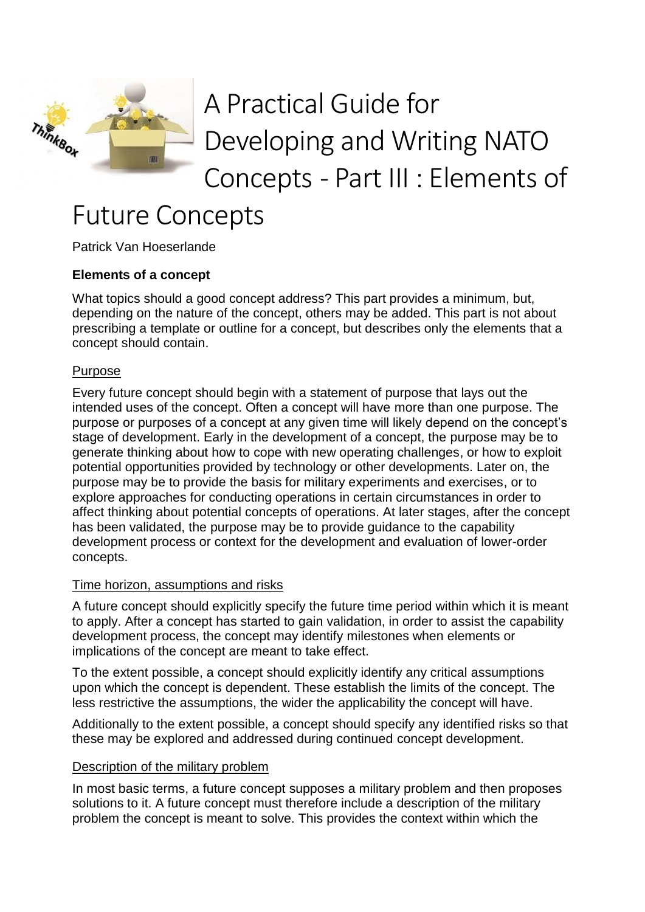# A Practical Guide for Developing and Writing NATO Concepts - Part III : Elements of Future Concepts

Patrick Van Hoeserlande

## Elements of a concept

What topics should a good concept address? This part provides a minimum, but, depending on the nature of the concept, others may be added. This part is not about prescribing a template or outline for a concept, but describes only the elements that a concept should contain.

### Purpose

Every future concept should begin with a statement of purpose that lays out the intended uses of the concept. Often a concept will have more than one purpose. The purpose or purposes of a concept at any given time will likely depend on the concept's stage of development. Early in the development of a concept, the purpose may be to generate thinking about how to cope with new operating challenges, or how to exploit potential opportunities provided by technology or other developments. Later on, the purpose may be to provide the basis for military experiments and exercises, or to explore approaches for conducting operations in certain circumstances in order to affect thinking about potential concepts of operations. At later stages, after the concept has been validated, the purpose may be to provide guidance to the capability development process or context for the development and evaluation of lower-order concepts.

### Time horizon, assumptions and risks

A future concept should explicitly specify the future time period within which it is meant to apply. After a concept has started to gain validation, in order to assist the capability development process, the concept may identify milestones when elements or implications of the concept are meant to take effect.

To the extent possible, a concept should explicitly identify any critical assumptions upon which the concept is dependent. These establish the limits of the concept. The less restrictive the assumptions, the wider the applicability the concept will have.

Additionally to the extent possible, a concept should specify any identified risks so that these may be explored and addressed during continued concept development.

### Description of the military problem

In most basic terms, a future concept supposes a military problem and then proposes solutions to it. A future concept must therefore include a description of the military problem the concept is meant to solve. This provides the context within which the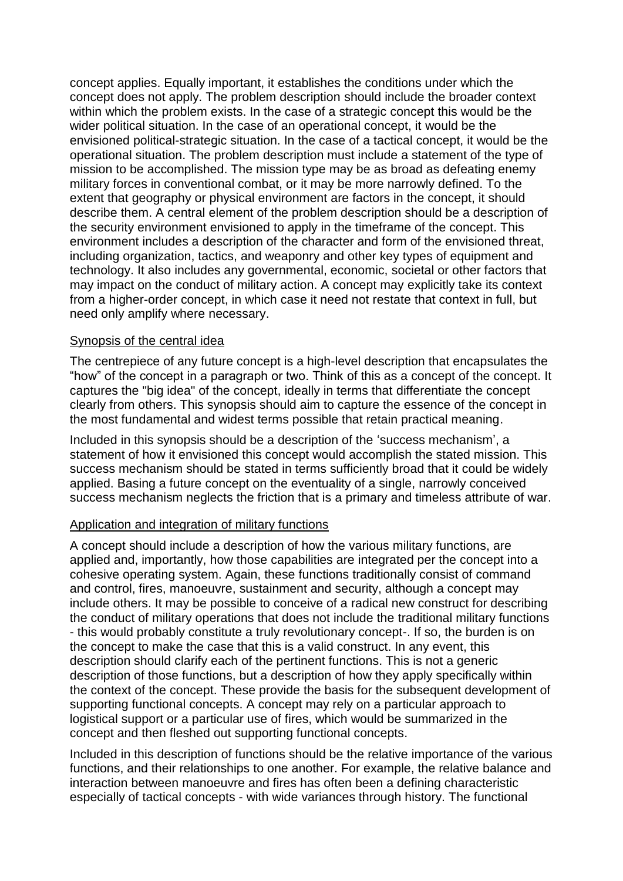concept applies. Equally important, it establishes the conditions under which the concept does not apply. The problem description should include the broader context within which the problem exists. In the case of a strategic concept this would be the wider political situation. In the case of an operational concept, it would be the envisioned political-strategic situation. In the case of a tactical concept, it would be the operational situation. The problem description must include a statement of the type of mission to be accomplished. The mission type may be as broad as defeating enemy military forces in conventional combat, or it may be more narrowly defined. To the extent that geography or physical environment are factors in the concept, it should describe them. A central element of the problem description should be a description of the security environment envisioned to apply in the timeframe of the concept. This environment includes a description of the character and form of the envisioned threat, including organization, tactics, and weaponry and other key types of equipment and technology. It also includes any governmental, economic, societal or other factors that may impact on the conduct of military action. A concept may explicitly take its context from a higher-order concept, in which case it need not restate that context in full, but need only amplify where necessary.

### Synopsis of the central idea

The centrepiece of any future concept is a high-level description that encapsulates the "how" of the concept in a paragraph or two. Think of this as a concept of the concept. It captures the "big idea" of the concept, ideally in terms that differentiate the concept clearly from others. This synopsis should aim to capture the essence of the concept in the most fundamental and widest terms possible that retain practical meaning.

Included in this synopsis should be a description of the 'success mechanism', a statement of how it envisioned this concept would accomplish the stated mission. This success mechanism should be stated in terms sufficiently broad that it could be widely applied. Basing a future concept on the eventuality of a single, narrowly conceived success mechanism neglects the friction that is a primary and timeless attribute of war.

### Application and integration of military functions

A concept should include a description of how the various military functions, are applied and, importantly, how those capabilities are integrated per the concept into a cohesive operating system. Again, these functions traditionally consist of command and control, fires, manoeuvre, sustainment and security, although a concept may include others. It may be possible to conceive of a radical new construct for describing the conduct of military operations that does not include the traditional military functions - this would probably constitute a truly revolutionary concept-. If so, the burden is on the concept to make the case that this is a valid construct. In any event, this description should clarify each of the pertinent functions. This is not a generic description of those functions, but a description of how they apply specifically within the context of the concept. These provide the basis for the subsequent development of supporting functional concepts. A concept may rely on a particular approach to logistical support or a particular use of fires, which would be summarized in the concept and then fleshed out supporting functional concepts.

Included in this description of functions should be the relative importance of the various functions, and their relationships to one another. For example, the relative balance and interaction between manoeuvre and fires has often been a defining characteristic especially of tactical concepts - with wide variances through history. The functional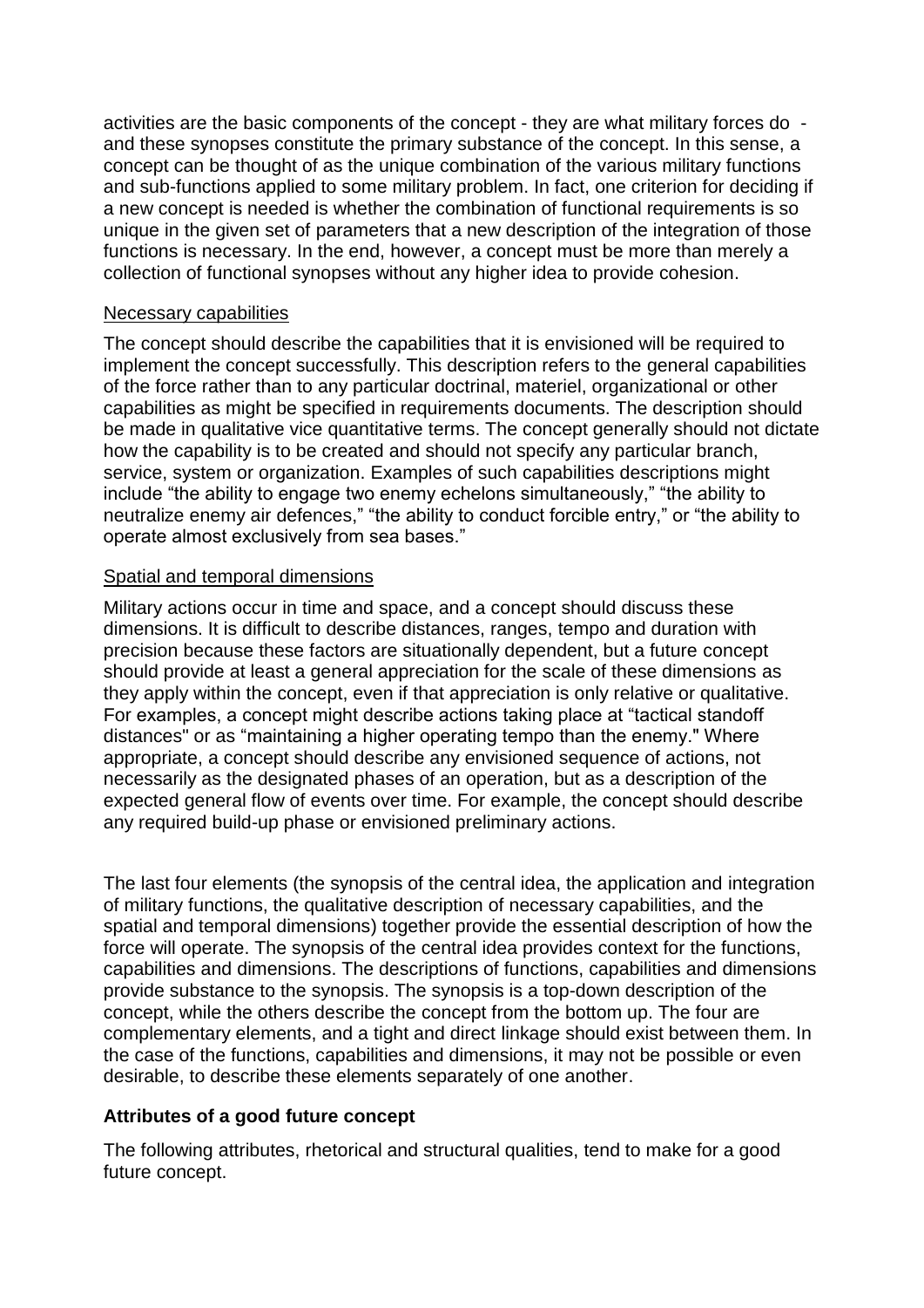activities are the basic components of the concept - they are what military forces do - and these synopses constitute the primary substance of the concept. In this sense, a concept can be thought of as the unique combination of the various military functions and sub-functions applied to some military problem. In fact, one criterion for deciding if a new concept is needed is whether the combination of functional requirements is so unique in the given set of parameters that a new description of the integration of those functions is necessary. In the end, however, a concept must be more than merely a collection of functional synopses without any higher idea to provide cohesion.

<u>Necessary capabilities</u>

The concept should describe the capabilities that it is envisioned will be required to implement the concept successfully. This description refers to the general capabilities of the force rather than to any particular doctrinal, materiel, organizational or other capabilities as might be specified in requirements documents. The description should be made in qualitative vice quantitative terms. The concept generally should not dictate how the capability is to be created and should not specify any particular branch, service, system or organization. Examples of such capabilities descriptions might include “the ability to engage two enemy echelons simultaneously,” “the ability to neutralize enemy air defences,” “the ability to conduct forcible entry,” or “the ability to operate almost exclusively from sea bases.”

<u>Spatial and temporal dimensions</u>

Military actions occur in time and space, and a concept should discuss these dimensions. It is difficult to describe distances, ranges, tempo and duration with precision because these factors are situationally dependent, but a future concept should provide at least a general appreciation for the scale of these dimensions as they apply within the concept, even if that appreciation is only relative or qualitative. For examples, a concept might describe actions taking place at “tactical standoff distances" or as “maintaining a higher operating tempo than the enemy." Where appropriate, a concept should describe any envisioned sequence of actions, not necessarily as the designated phases of an operation, but as a description of the expected general flow of events over time. For example, the concept should describe any required build-up phase or envisioned preliminary actions.

The last four elements (the synopsis of the central idea, the application and integration of military functions, the qualitative description of necessary capabilities, and the spatial and temporal dimensions) together provide the essential description of how the force will operate. The synopsis of the central idea provides context for the functions, capabilities and dimensions. The descriptions of functions, capabilities and dimensions provide substance to the synopsis. The synopsis is a top-down description of the concept, while the others describe the concept from the bottom up. The four are complementary elements, and a tight and direct linkage should exist between them. In the case of the functions, capabilities and dimensions, it may not be possible or even desirable, to describe these elements separately of one another.

**Attributes of a good future concept**

The following attributes, rhetorical and structural qualities, tend to make for a good future concept.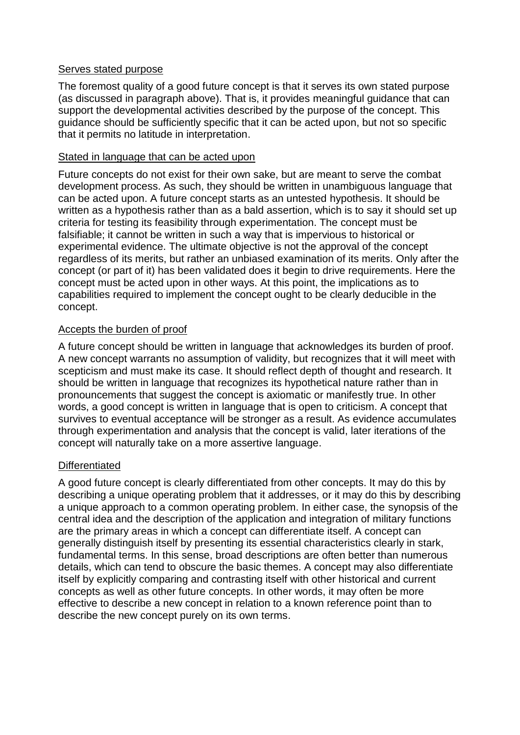Serves stated purpose

The foremost quality of a good future concept is that it serves its own stated purpose (as discussed in paragraph above). That is, it provides meaningful guidance that can support the developmental activities described by the purpose of the concept. This guidance should be sufficiently specific that it can be acted upon, but not so specific that it permits no latitude in interpretation.

Stated in language that can be acted upon

Future concepts do not exist for their own sake, but are meant to serve the combat development process. As such, they should be written in unambiguous language that can be acted upon. A future concept starts as an untested hypothesis. It should be written as a hypothesis rather than as a bald assertion, which is to say it should set up criteria for testing its feasibility through experimentation. The concept must be falsifiable; it cannot be written in such a way that is impervious to historical or experimental evidence. The ultimate objective is not the approval of the concept regardless of its merits, but rather an unbiased examination of its merits. Only after the concept (or part of it) has been validated does it begin to drive requirements. Here the concept must be acted upon in other ways. At this point, the implications as to capabilities required to implement the concept ought to be clearly deducible in the concept.

Accepts the burden of proof

A future concept should be written in language that acknowledges its burden of proof. A new concept warrants no assumption of validity, but recognizes that it will meet with scepticism and must make its case. It should reflect depth of thought and research. It should be written in language that recognizes its hypothetical nature rather than in pronouncements that suggest the concept is axiomatic or manifestly true. In other words, a good concept is written in language that is open to criticism. A concept that survives to eventual acceptance will be stronger as a result. As evidence accumulates through experimentation and analysis that the concept is valid, later iterations of the concept will naturally take on a more assertive language.

Differentiated

A good future concept is clearly differentiated from other concepts. It may do this by describing a unique operating problem that it addresses, or it may do this by describing a unique approach to a common operating problem. In either case, the synopsis of the central idea and the description of the application and integration of military functions are the primary areas in which a concept can differentiate itself. A concept can generally distinguish itself by presenting its essential characteristics clearly in stark, fundamental terms. In this sense, broad descriptions are often better than numerous details, which can tend to obscure the basic themes. A concept may also differentiate itself by explicitly comparing and contrasting itself with other historical and current concepts as well as other future concepts. In other words, it may often be more effective to describe a new concept in relation to a known reference point than to describe the new concept purely on its own terms.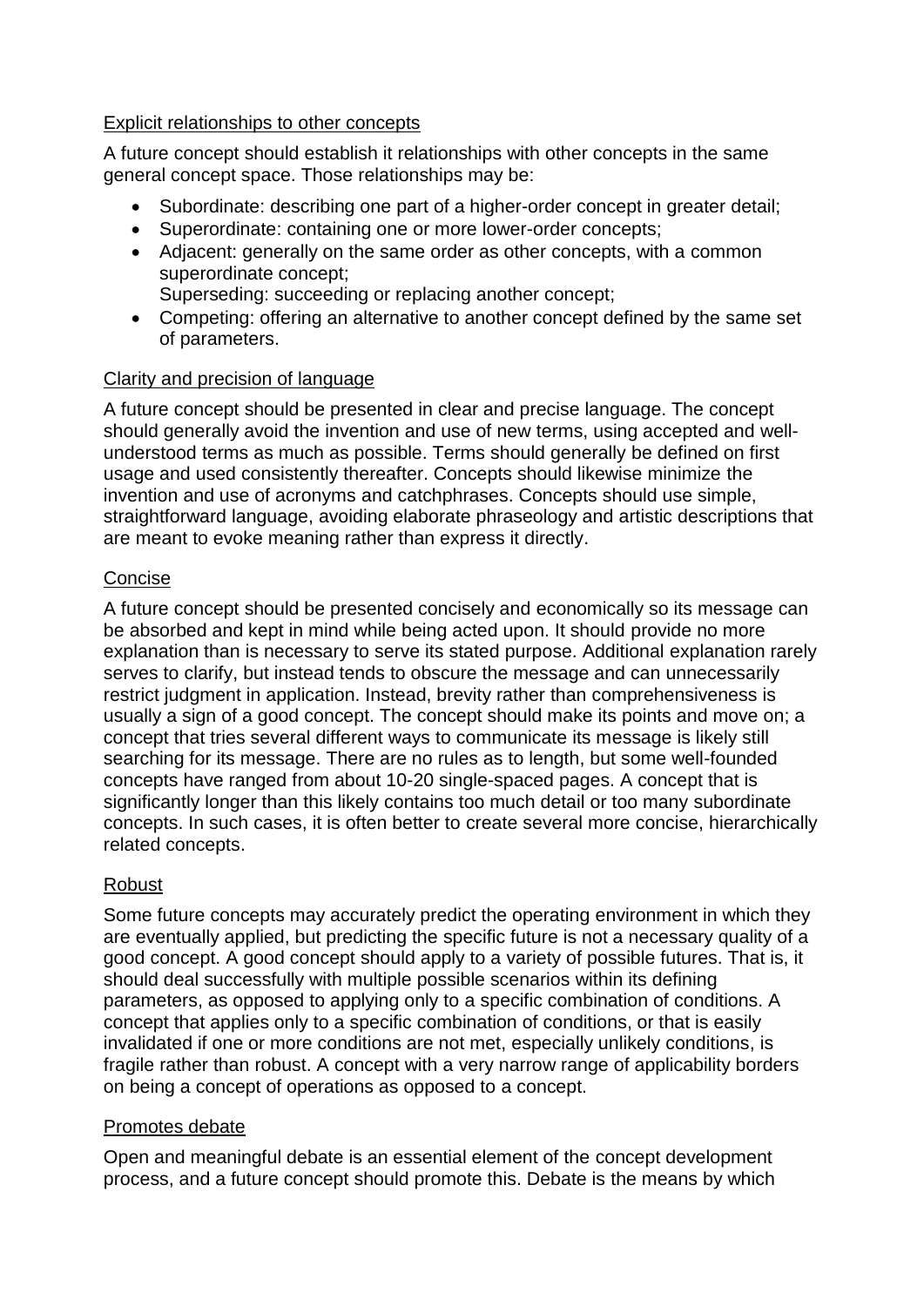Explicit relationships to other concepts

A future concept should establish it relationships with other concepts in the same general concept space. Those relationships may be:

- Subordinate: describing one part of a higher-order concept in greater detail;
- Superordinate: containing one or more lower-order concepts;
- Adjacent: generally on the same order as other concepts, with a common superordinate concept;
  Superseding: succeeding or replacing another concept;
- Competing: offering an alternative to another concept defined by the same set of parameters.

Clarity and precision of language

A future concept should be presented in clear and precise language. The concept should generally avoid the invention and use of new terms, using accepted and well-understood terms as much as possible. Terms should generally be defined on first usage and used consistently thereafter. Concepts should likewise minimize the invention and use of acronyms and catchphrases. Concepts should use simple, straightforward language, avoiding elaborate phraseology and artistic descriptions that are meant to evoke meaning rather than express it directly.

Concise

A future concept should be presented concisely and economically so its message can be absorbed and kept in mind while being acted upon. It should provide no more explanation than is necessary to serve its stated purpose. Additional explanation rarely serves to clarify, but instead tends to obscure the message and can unnecessarily restrict judgment in application. Instead, brevity rather than comprehensiveness is usually a sign of a good concept. The concept should make its points and move on; a concept that tries several different ways to communicate its message is likely still searching for its message. There are no rules as to length, but some well-founded concepts have ranged from about 10-20 single-spaced pages. A concept that is significantly longer than this likely contains too much detail or too many subordinate concepts. In such cases, it is often better to create several more concise, hierarchically related concepts.

Robust

Some future concepts may accurately predict the operating environment in which they are eventually applied, but predicting the specific future is not a necessary quality of a good concept. A good concept should apply to a variety of possible futures. That is, it should deal successfully with multiple possible scenarios within its defining parameters, as opposed to applying only to a specific combination of conditions. A concept that applies only to a specific combination of conditions, or that is easily invalidated if one or more conditions are not met, especially unlikely conditions, is fragile rather than robust. A concept with a very narrow range of applicability borders on being a concept of operations as opposed to a concept.

Promotes debate

Open and meaningful debate is an essential element of the concept development process, and a future concept should promote this. Debate is the means by which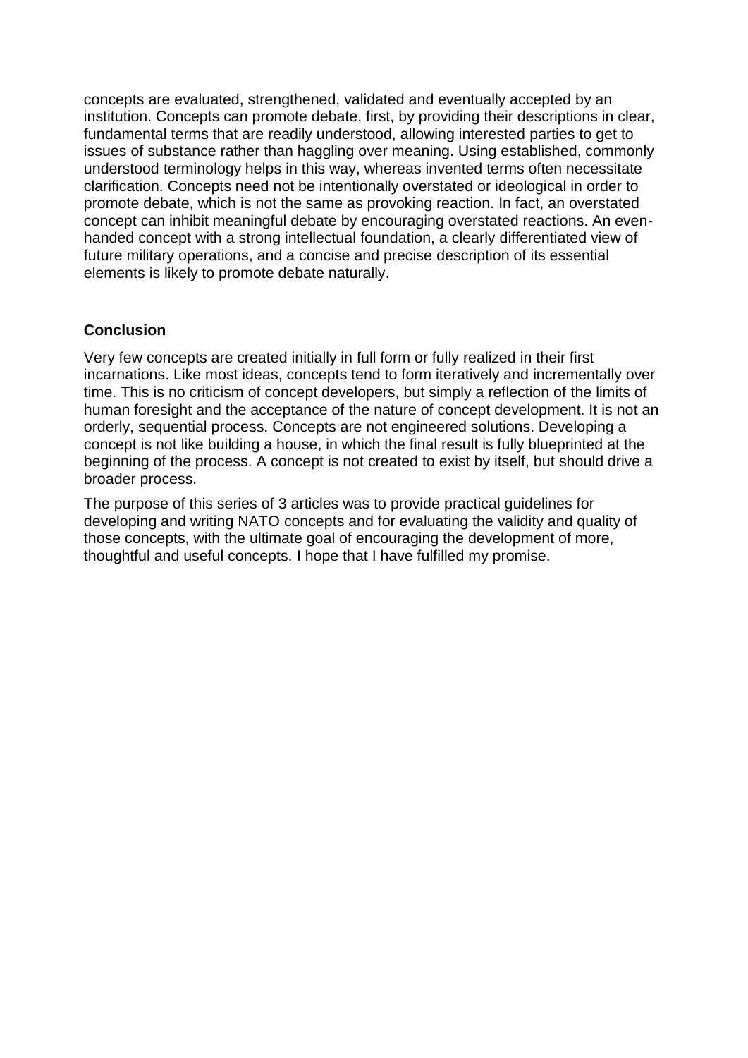concepts are evaluated, strengthened, validated and eventually accepted by an institution. Concepts can promote debate, first, by providing their descriptions in clear, fundamental terms that are readily understood, allowing interested parties to get to issues of substance rather than haggling over meaning. Using established, commonly understood terminology helps in this way, whereas invented terms often necessitate clarification. Concepts need not be intentionally overstated or ideological in order to promote debate, which is not the same as provoking reaction. In fact, an overstated concept can inhibit meaningful debate by encouraging overstated reactions. An even-handed concept with a strong intellectual foundation, a clearly differentiated view of future military operations, and a concise and precise description of its essential elements is likely to promote debate naturally.

### Conclusion

Very few concepts are created initially in full form or fully realized in their first incarnations. Like most ideas, concepts tend to form iteratively and incrementally over time. This is no criticism of concept developers, but simply a reflection of the limits of human foresight and the acceptance of the nature of concept development. It is not an orderly, sequential process. Concepts are not engineered solutions. Developing a concept is not like building a house, in which the final result is fully blueprinted at the beginning of the process. A concept is not created to exist by itself, but should drive a broader process.

The purpose of this series of 3 articles was to provide practical guidelines for developing and writing NATO concepts and for evaluating the validity and quality of those concepts, with the ultimate goal of encouraging the development of more, thoughtful and useful concepts. I hope that I have fulfilled my promise.